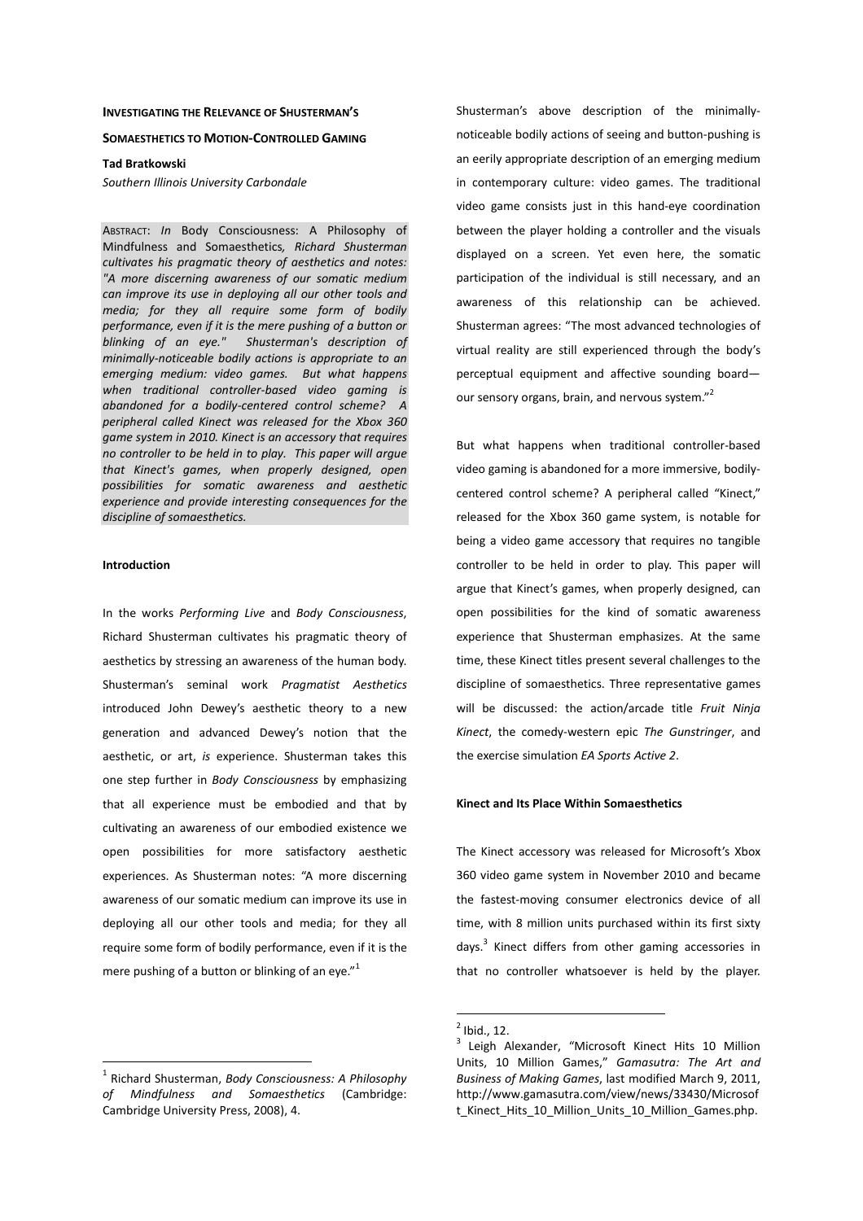# Investigating the Relevance of Shusterman's Somaesthetics to Motion-Controlled Gaming

**Tad Bratkowski**

*Southern Illinois University Carbondale*

ABSTRACT: *In* Body Consciousness: A Philosophy of Mindfulness and Somaesthetics*, Richard Shusterman cultivates his pragmatic theory of aesthetics and notes: "A more discerning awareness of our somatic medium can improve its use in deploying all our other tools and media; for they all require some form of bodily performance, even if it is the mere pushing of a button or blinking of an eye." Shusterman's description of minimally-noticeable bodily actions is appropriate to an emerging medium: video games. But what happens when traditional controller-based video gaming is abandoned for a bodily-centered control scheme? A peripheral called Kinect was released for the Xbox 360 game system in 2010. Kinect is an accessory that requires no controller to be held in to play. This paper will argue that Kinect's games, when properly designed, open possibilities for somatic awareness and aesthetic experience and provide interesting consequences for the discipline of somaesthetics.*

## Introduction

In the works *Performing Live* and *Body Consciousness*, Richard Shusterman cultivates his pragmatic theory of aesthetics by stressing an awareness of the human body. Shusterman's seminal work *Pragmatist Aesthetics* introduced John Dewey's aesthetic theory to a new generation and advanced Dewey's notion that the aesthetic, or art, *is* experience. Shusterman takes this one step further in *Body Consciousness* by emphasizing that all experience must be embodied and that by cultivating an awareness of our embodied existence we open possibilities for more satisfactory aesthetic experiences. As Shusterman notes: "A more discerning awareness of our somatic medium can improve its use in deploying all our other tools and media; for they all require some form of bodily performance, even if it is the mere pushing of a button or blinking of an eye."[1]

Shusterman's above description of the minimally-noticeable bodily actions of seeing and button-pushing is an eerily appropriate description of an emerging medium in contemporary culture: video games. The traditional video game consists just in this hand-eye coordination between the player holding a controller and the visuals displayed on a screen. Yet even here, the somatic participation of the individual is still necessary, and an awareness of this relationship can be achieved. Shusterman agrees: "The most advanced technologies of virtual reality are still experienced through the body's perceptual equipment and affective sounding board—our sensory organs, brain, and nervous system."[2]

But what happens when traditional controller-based video gaming is abandoned for a more immersive, bodily-centered control scheme? A peripheral called "Kinect," released for the Xbox 360 game system, is notable for being a video game accessory that requires no tangible controller to be held in order to play. This paper will argue that Kinect's games, when properly designed, can open possibilities for the kind of somatic awareness experience that Shusterman emphasizes. At the same time, these Kinect titles present several challenges to the discipline of somaesthetics. Three representative games will be discussed: the action/arcade title *Fruit Ninja Kinect*, the comedy-western epic *The Gunstringer*, and the exercise simulation *EA Sports Active 2*.

## Kinect and Its Place Within Somaesthetics

The Kinect accessory was released for Microsoft's Xbox 360 video game system in November 2010 and became the fastest-moving consumer electronics device of all time, with 8 million units purchased within its first sixty days.[3] Kinect differs from other gaming accessories in that no controller whatsoever is held by the player.

---

[1] Richard Shusterman, *Body Consciousness: A Philosophy of Mindfulness and Somaesthetics* (Cambridge: Cambridge University Press, 2008), 4.

[2] Ibid., 12.

[3] Leigh Alexander, "Microsoft Kinect Hits 10 Million Units, 10 Million Games," *Gamasutra: The Art and Business of Making Games*, last modified March 9, 2011, http://www.gamasutra.com/view/news/33430/Microsoft_Kinect_Hits_10_Million_Units_10_Million_Games.php.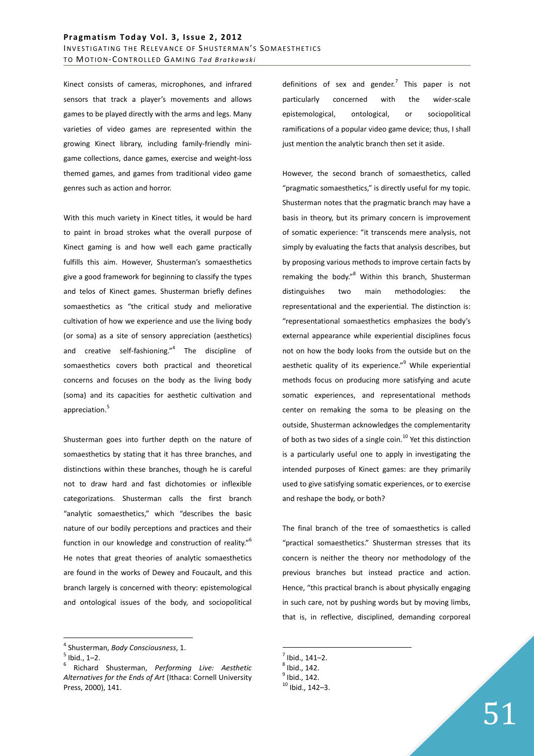Kinect consists of cameras, microphones, and infrared sensors that track a player's movements and allows games to be played directly with the arms and legs. Many varieties of video games are represented within the growing Kinect library, including family-friendly mini-game collections, dance games, exercise and weight-loss themed games, and games from traditional video game genres such as action and horror.

With this much variety in Kinect titles, it would be hard to paint in broad strokes what the overall purpose of Kinect gaming is and how well each game practically fulfills this aim. However, Shusterman's somaesthetics give a good framework for beginning to classify the types and telos of Kinect games. Shusterman briefly defines somaesthetics as "the critical study and meliorative cultivation of how we experience and use the living body (or soma) as a site of sensory appreciation (aesthetics) and creative self-fashioning."[4] The discipline of somaesthetics covers both practical and theoretical concerns and focuses on the body as the living body (soma) and its capacities for aesthetic cultivation and appreciation.[5]

Shusterman goes into further depth on the nature of somaesthetics by stating that it has three branches, and distinctions within these branches, though he is careful not to draw hard and fast dichotomies or inflexible categorizations. Shusterman calls the first branch "analytic somaesthetics," which "describes the basic nature of our bodily perceptions and practices and their function in our knowledge and construction of reality."[6] He notes that great theories of analytic somaesthetics are found in the works of Dewey and Foucault, and this branch largely is concerned with theory: epistemological and ontological issues of the body, and sociopolitical definitions of sex and gender.[7] This paper is not particularly concerned with the wider-scale epistemological, ontological, or sociopolitical ramifications of a popular video game device; thus, I shall just mention the analytic branch then set it aside.

However, the second branch of somaesthetics, called "pragmatic somaesthetics," is directly useful for my topic. Shusterman notes that the pragmatic branch may have a basis in theory, but its primary concern is improvement of somatic experience: "it transcends mere analysis, not simply by evaluating the facts that analysis describes, but by proposing various methods to improve certain facts by remaking the body."[8] Within this branch, Shusterman distinguishes two main methodologies: the representational and the experiential. The distinction is: "representational somaesthetics emphasizes the body's external appearance while experiential disciplines focus not on how the body looks from the outside but on the aesthetic quality of its experience."[9] While experiential methods focus on producing more satisfying and acute somatic experiences, and representational methods center on remaking the soma to be pleasing on the outside, Shusterman acknowledges the complementarity of both as two sides of a single coin.[10] Yet this distinction is a particularly useful one to apply in investigating the intended purposes of Kinect games: are they primarily used to give satisfying somatic experiences, or to exercise and reshape the body, or both?

The final branch of the tree of somaesthetics is called "practical somaesthetics." Shusterman stresses that its concern is neither the theory nor methodology of the previous branches but instead practice and action. Hence, "this practical branch is about physically engaging in such care, not by pushing words but by moving limbs, that is, in reflective, disciplined, demanding corporeal

---

[4] Shusterman, *Body Consciousness*, 1.

[5] Ibid., 1–2.

[6] Richard Shusterman, *Performing Live: Aesthetic Alternatives for the Ends of Art* (Ithaca: Cornell University Press, 2000), 141.

[7] Ibid., 141–2.

[8] Ibid., 142.

[9] Ibid., 142.

[10] Ibid., 142–3.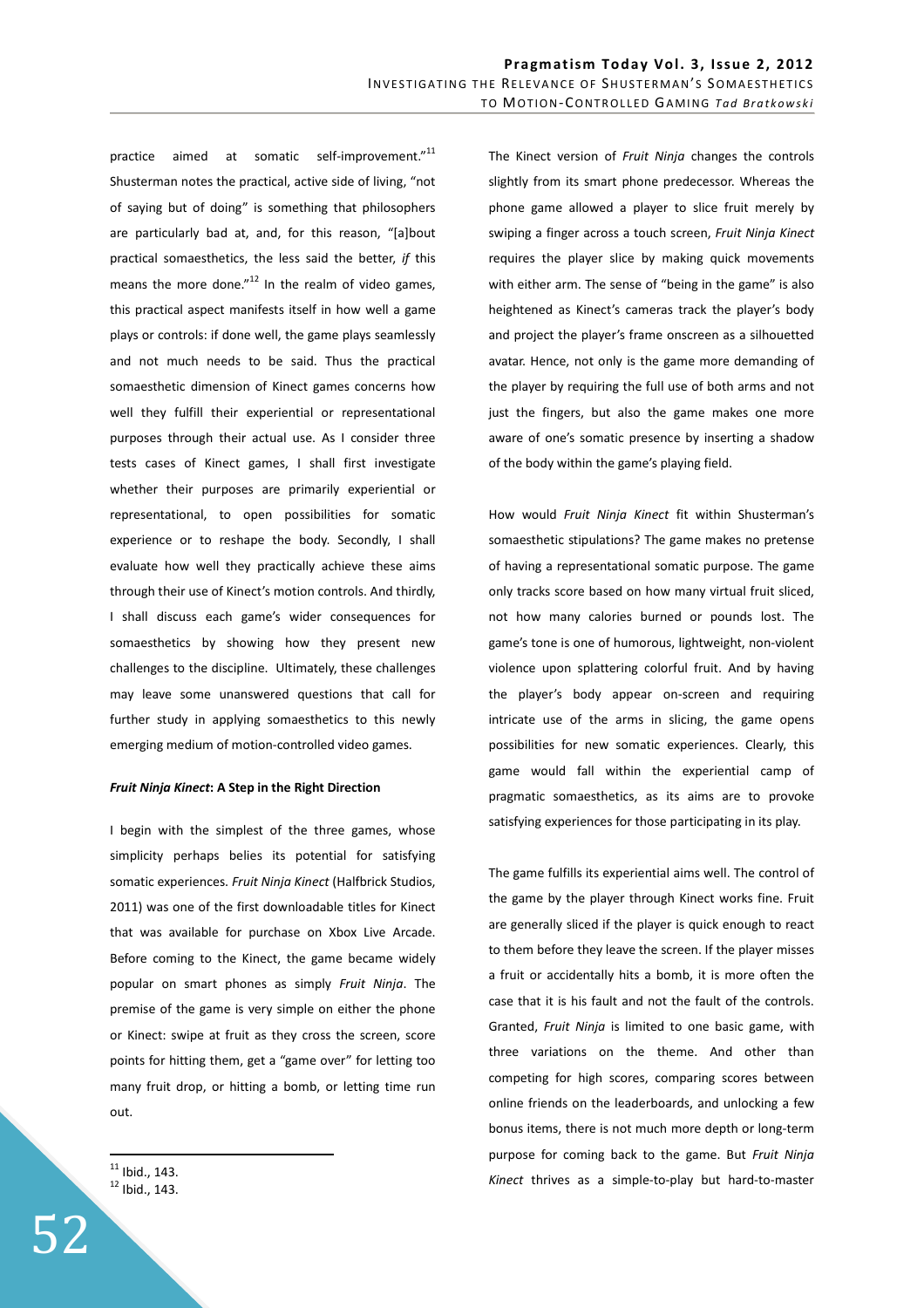practice aimed at somatic self-improvement."[11] Shusterman notes the practical, active side of living, "not of saying but of doing" is something that philosophers are particularly bad at, and, for this reason, "[a]bout practical somaesthetics, the less said the better, *if* this means the more done."[12] In the realm of video games, this practical aspect manifests itself in how well a game plays or controls: if done well, the game plays seamlessly and not much needs to be said. Thus the practical somaesthetic dimension of Kinect games concerns how well they fulfill their experiential or representational purposes through their actual use. As I consider three tests cases of Kinect games, I shall first investigate whether their purposes are primarily experiential or representational, to open possibilities for somatic experience or to reshape the body. Secondly, I shall evaluate how well they practically achieve these aims through their use of Kinect's motion controls. And thirdly, I shall discuss each game's wider consequences for somaesthetics by showing how they present new challenges to the discipline. Ultimately, these challenges may leave some unanswered questions that call for further study in applying somaesthetics to this newly emerging medium of motion-controlled video games.

### ***Fruit Ninja Kinect*: A Step in the Right Direction**

I begin with the simplest of the three games, whose simplicity perhaps belies its potential for satisfying somatic experiences. *Fruit Ninja Kinect* (Halfbrick Studios, 2011) was one of the first downloadable titles for Kinect that was available for purchase on Xbox Live Arcade. Before coming to the Kinect, the game became widely popular on smart phones as simply *Fruit Ninja*. The premise of the game is very simple on either the phone or Kinect: swipe at fruit as they cross the screen, score points for hitting them, get a "game over" for letting too many fruit drop, or hitting a bomb, or letting time run out.

The Kinect version of *Fruit Ninja* changes the controls slightly from its smart phone predecessor. Whereas the phone game allowed a player to slice fruit merely by swiping a finger across a touch screen, *Fruit Ninja Kinect* requires the player slice by making quick movements with either arm. The sense of "being in the game" is also heightened as Kinect's cameras track the player's body and project the player's frame onscreen as a silhouetted avatar. Hence, not only is the game more demanding of the player by requiring the full use of both arms and not just the fingers, but also the game makes one more aware of one's somatic presence by inserting a shadow of the body within the game's playing field.

How would *Fruit Ninja Kinect* fit within Shusterman's somaesthetic stipulations? The game makes no pretense of having a representational somatic purpose. The game only tracks score based on how many virtual fruit sliced, not how many calories burned or pounds lost. The game's tone is one of humorous, lightweight, non-violent violence upon splattering colorful fruit. And by having the player's body appear on-screen and requiring intricate use of the arms in slicing, the game opens possibilities for new somatic experiences. Clearly, this game would fall within the experiential camp of pragmatic somaesthetics, as its aims are to provoke satisfying experiences for those participating in its play.

The game fulfills its experiential aims well. The control of the game by the player through Kinect works fine. Fruit are generally sliced if the player is quick enough to react to them before they leave the screen. If the player misses a fruit or accidentally hits a bomb, it is more often the case that it is his fault and not the fault of the controls. Granted, *Fruit Ninja* is limited to one basic game, with three variations on the theme. And other than competing for high scores, comparing scores between online friends on the leaderboards, and unlocking a few bonus items, there is not much more depth or long-term purpose for coming back to the game. But *Fruit Ninja Kinect* thrives as a simple-to-play but hard-to-master

---

[11] Ibid., 143.

[12] Ibid., 143.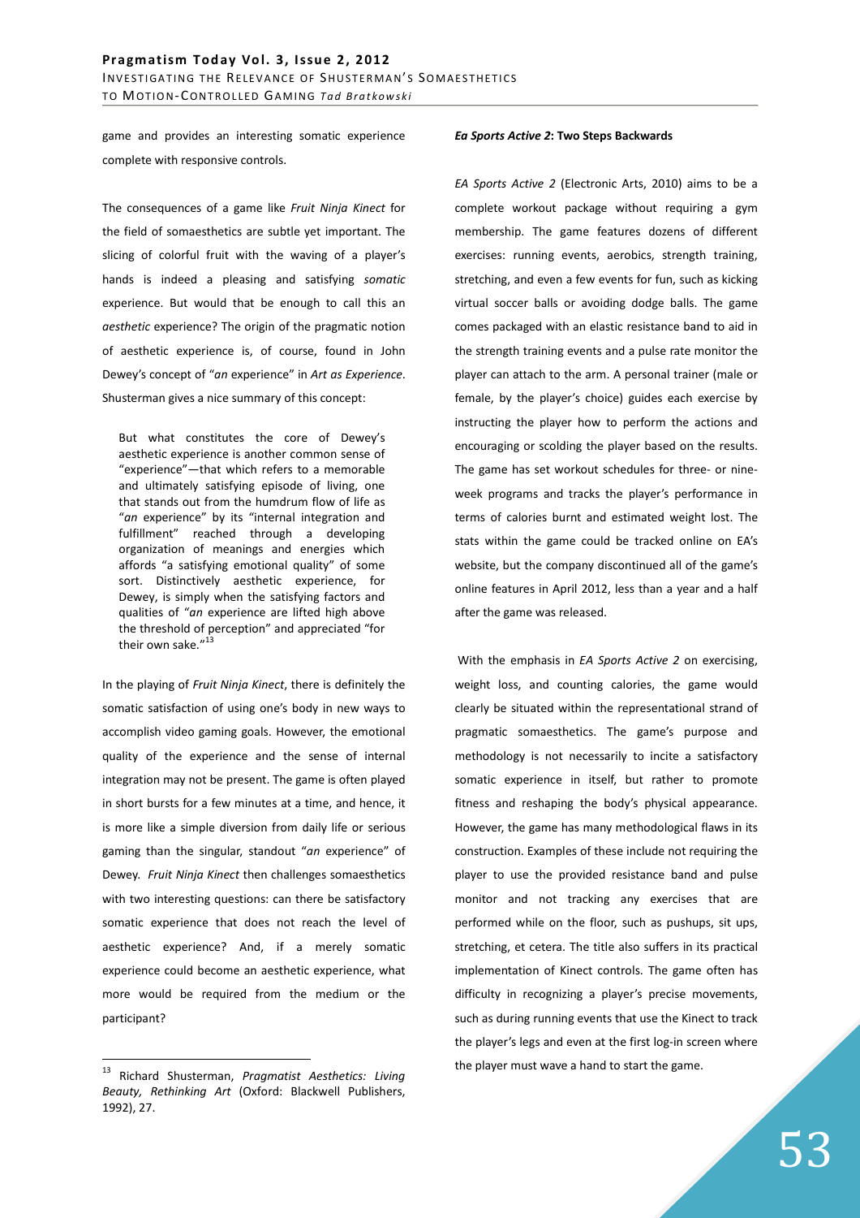game and provides an interesting somatic experience complete with responsive controls.

The consequences of a game like *Fruit Ninja Kinect* for the field of somaesthetics are subtle yet important. The slicing of colorful fruit with the waving of a player's hands is indeed a pleasing and satisfying *somatic* experience. But would that be enough to call this an *aesthetic* experience? The origin of the pragmatic notion of aesthetic experience is, of course, found in John Dewey's concept of "*an* experience" in *Art as Experience*. Shusterman gives a nice summary of this concept:

> But what constitutes the core of Dewey's aesthetic experience is another common sense of "experience"—that which refers to a memorable and ultimately satisfying episode of living, one that stands out from the humdrum flow of life as "*an* experience" by its "internal integration and fulfillment" reached through a developing organization of meanings and energies which affords "a satisfying emotional quality" of some sort. Distinctively aesthetic experience, for Dewey, is simply when the satisfying factors and qualities of "*an* experience are lifted high above the threshold of perception" and appreciated "for their own sake."[13]

In the playing of *Fruit Ninja Kinect*, there is definitely the somatic satisfaction of using one's body in new ways to accomplish video gaming goals. However, the emotional quality of the experience and the sense of internal integration may not be present. The game is often played in short bursts for a few minutes at a time, and hence, it is more like a simple diversion from daily life or serious gaming than the singular, standout "*an* experience" of Dewey. *Fruit Ninja Kinect* then challenges somaesthetics with two interesting questions: can there be satisfactory somatic experience that does not reach the level of aesthetic experience? And, if a merely somatic experience could become an aesthetic experience, what more would be required from the medium or the participant?

### ***Ea Sports Active 2*: Two Steps Backwards**

*EA Sports Active 2* (Electronic Arts, 2010) aims to be a complete workout package without requiring a gym membership. The game features dozens of different exercises: running events, aerobics, strength training, stretching, and even a few events for fun, such as kicking virtual soccer balls or avoiding dodge balls. The game comes packaged with an elastic resistance band to aid in the strength training events and a pulse rate monitor the player can attach to the arm. A personal trainer (male or female, by the player's choice) guides each exercise by instructing the player how to perform the actions and encouraging or scolding the player based on the results. The game has set workout schedules for three- or nine-week programs and tracks the player's performance in terms of calories burnt and estimated weight lost. The stats within the game could be tracked online on EA's website, but the company discontinued all of the game's online features in April 2012, less than a year and a half after the game was released.

With the emphasis in *EA Sports Active 2* on exercising, weight loss, and counting calories, the game would clearly be situated within the representational strand of pragmatic somaesthetics. The game's purpose and methodology is not necessarily to incite a satisfactory somatic experience in itself, but rather to promote fitness and reshaping the body's physical appearance. However, the game has many methodological flaws in its construction. Examples of these include not requiring the player to use the provided resistance band and pulse monitor and not tracking any exercises that are performed while on the floor, such as pushups, sit ups, stretching, et cetera. The title also suffers in its practical implementation of Kinect controls. The game often has difficulty in recognizing a player's precise movements, such as during running events that use the Kinect to track the player's legs and even at the first log-in screen where the player must wave a hand to start the game.

---

[13] Richard Shusterman, *Pragmatist Aesthetics: Living Beauty, Rethinking Art* (Oxford: Blackwell Publishers, 1992), 27.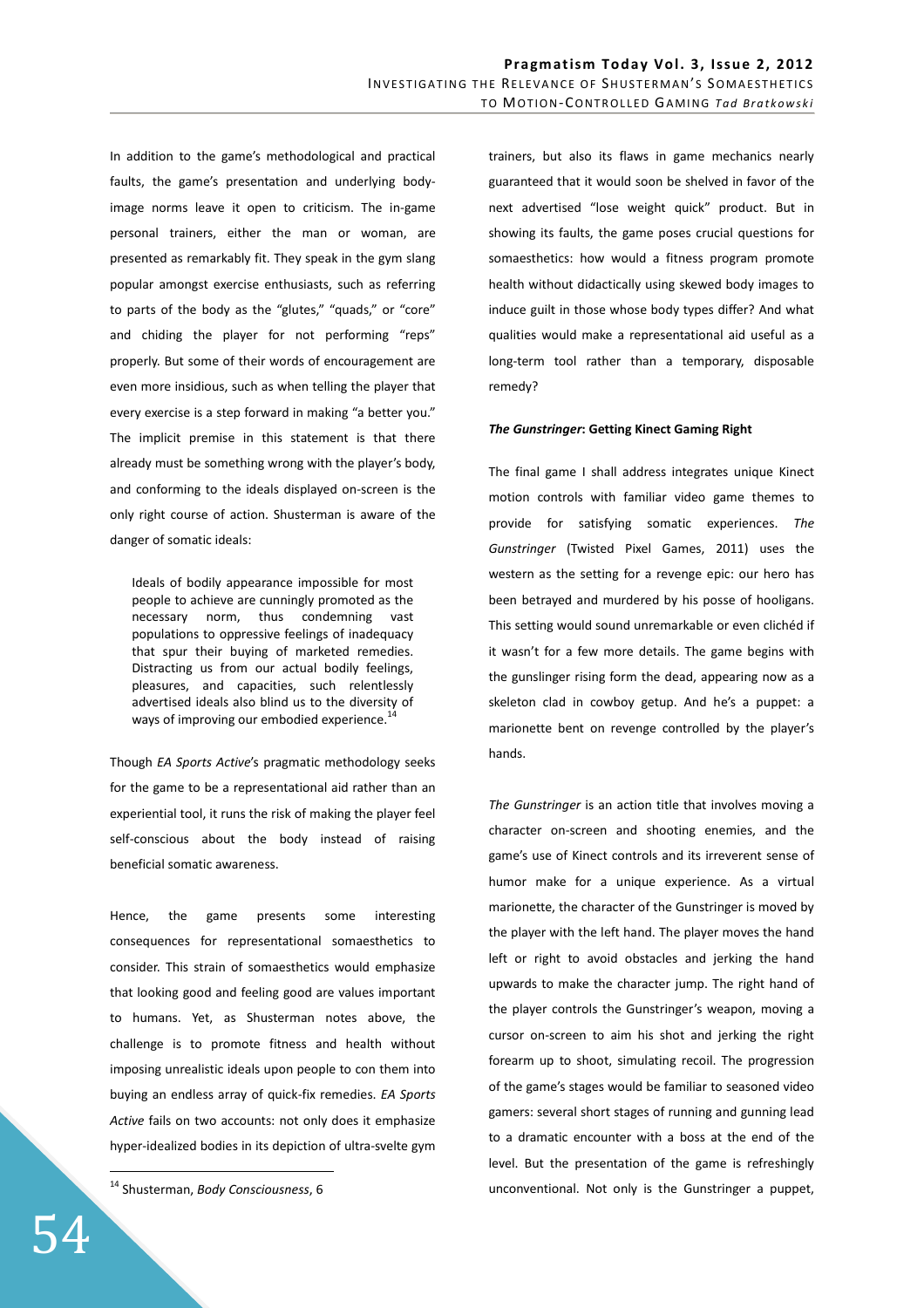In addition to the game's methodological and practical faults, the game's presentation and underlying body-image norms leave it open to criticism. The in-game personal trainers, either the man or woman, are presented as remarkably fit. They speak in the gym slang popular amongst exercise enthusiasts, such as referring to parts of the body as the "glutes," "quads," or "core" and chiding the player for not performing "reps" properly. But some of their words of encouragement are even more insidious, such as when telling the player that every exercise is a step forward in making "a better you." The implicit premise in this statement is that there already must be something wrong with the player's body, and conforming to the ideals displayed on-screen is the only right course of action. Shusterman is aware of the danger of somatic ideals:

> Ideals of bodily appearance impossible for most people to achieve are cunningly promoted as the necessary norm, thus condemning vast populations to oppressive feelings of inadequacy that spur their buying of marketed remedies. Distracting us from our actual bodily feelings, pleasures, and capacities, such relentlessly advertised ideals also blind us to the diversity of ways of improving our embodied experience.[14]

Though *EA Sports Active*'s pragmatic methodology seeks for the game to be a representational aid rather than an experiential tool, it runs the risk of making the player feel self-conscious about the body instead of raising beneficial somatic awareness.

Hence, the game presents some interesting consequences for representational somaesthetics to consider. This strain of somaesthetics would emphasize that looking good and feeling good are values important to humans. Yet, as Shusterman notes above, the challenge is to promote fitness and health without imposing unrealistic ideals upon people to con them into buying an endless array of quick-fix remedies. *EA Sports Active* fails on two accounts: not only does it emphasize hyper-idealized bodies in its depiction of ultra-svelte gym trainers, but also its flaws in game mechanics nearly guaranteed that it would soon be shelved in favor of the next advertised "lose weight quick" product. But in showing its faults, the game poses crucial questions for somaesthetics: how would a fitness program promote health without didactically using skewed body images to induce guilt in those whose body types differ? And what qualities would make a representational aid useful as a long-term tool rather than a temporary, disposable remedy?

### ***The Gunstringer*: Getting Kinect Gaming Right**

The final game I shall address integrates unique Kinect motion controls with familiar video game themes to provide for satisfying somatic experiences. *The Gunstringer* (Twisted Pixel Games, 2011) uses the western as the setting for a revenge epic: our hero has been betrayed and murdered by his posse of hooligans. This setting would sound unremarkable or even clichéd if it wasn't for a few more details. The game begins with the gunslinger rising form the dead, appearing now as a skeleton clad in cowboy getup. And he's a puppet: a marionette bent on revenge controlled by the player's hands.

*The Gunstringer* is an action title that involves moving a character on-screen and shooting enemies, and the game's use of Kinect controls and its irreverent sense of humor make for a unique experience. As a virtual marionette, the character of the Gunstringer is moved by the player with the left hand. The player moves the hand left or right to avoid obstacles and jerking the hand upwards to make the character jump. The right hand of the player controls the Gunstringer's weapon, moving a cursor on-screen to aim his shot and jerking the right forearm up to shoot, simulating recoil. The progression of the game's stages would be familiar to seasoned video gamers: several short stages of running and gunning lead to a dramatic encounter with a boss at the end of the level. But the presentation of the game is refreshingly unconventional. Not only is the Gunstringer a puppet,

---

[14] Shusterman, *Body Consciousness*, 6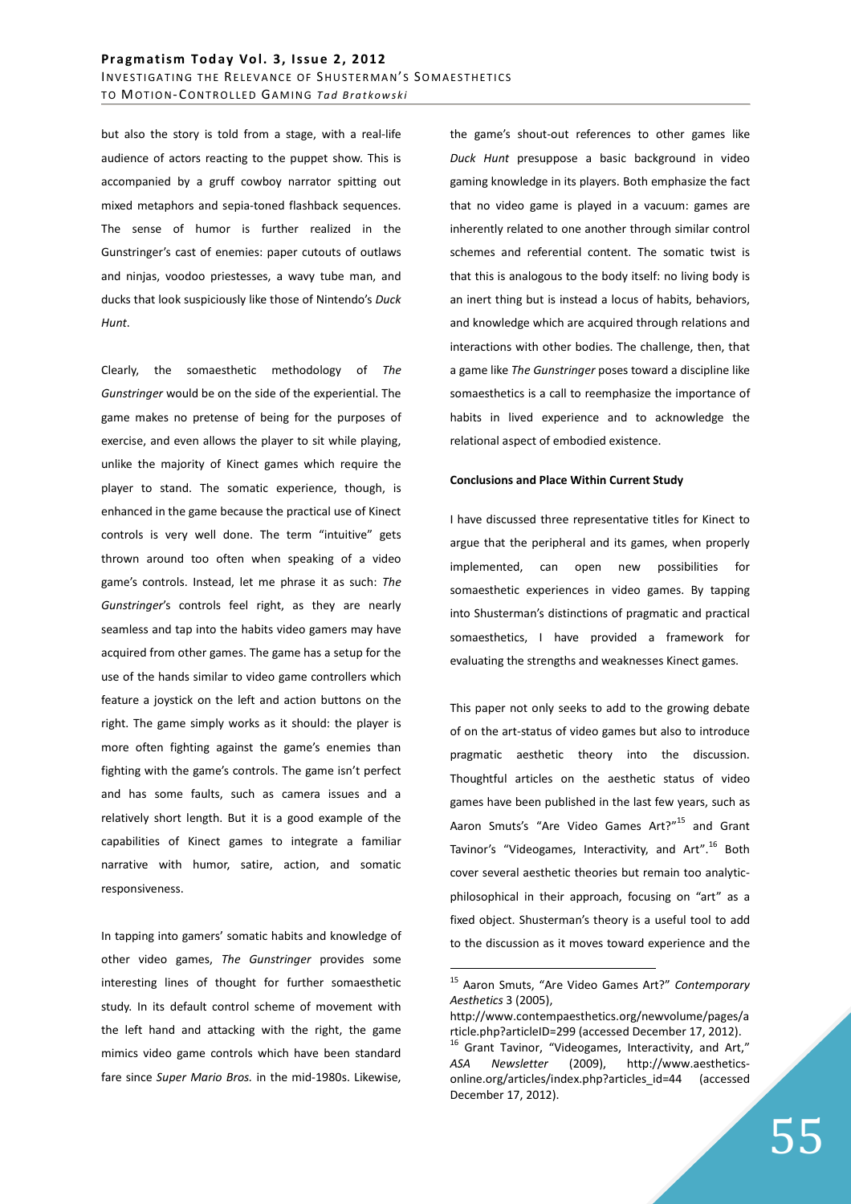but also the story is told from a stage, with a real-life audience of actors reacting to the puppet show. This is accompanied by a gruff cowboy narrator spitting out mixed metaphors and sepia-toned flashback sequences. The sense of humor is further realized in the Gunstringer's cast of enemies: paper cutouts of outlaws and ninjas, voodoo priestesses, a wavy tube man, and ducks that look suspiciously like those of Nintendo's *Duck Hunt*.

Clearly, the somaesthetic methodology of *The Gunstringer* would be on the side of the experiential. The game makes no pretense of being for the purposes of exercise, and even allows the player to sit while playing, unlike the majority of Kinect games which require the player to stand. The somatic experience, though, is enhanced in the game because the practical use of Kinect controls is very well done. The term "intuitive" gets thrown around too often when speaking of a video game's controls. Instead, let me phrase it as such: *The Gunstringer*'s controls feel right, as they are nearly seamless and tap into the habits video gamers may have acquired from other games. The game has a setup for the use of the hands similar to video game controllers which feature a joystick on the left and action buttons on the right. The game simply works as it should: the player is more often fighting against the game's enemies than fighting with the game's controls. The game isn't perfect and has some faults, such as camera issues and a relatively short length. But it is a good example of the capabilities of Kinect games to integrate a familiar narrative with humor, satire, action, and somatic responsiveness.

In tapping into gamers' somatic habits and knowledge of other video games, *The Gunstringer* provides some interesting lines of thought for further somaesthetic study. In its default control scheme of movement with the left hand and attacking with the right, the game mimics video game controls which have been standard fare since *Super Mario Bros.* in the mid-1980s. Likewise, the game's shout-out references to other games like *Duck Hunt* presuppose a basic background in video gaming knowledge in its players. Both emphasize the fact that no video game is played in a vacuum: games are inherently related to one another through similar control schemes and referential content. The somatic twist is that this is analogous to the body itself: no living body is an inert thing but is instead a locus of habits, behaviors, and knowledge which are acquired through relations and interactions with other bodies. The challenge, then, that a game like *The Gunstringer* poses toward a discipline like somaesthetics is a call to reemphasize the importance of habits in lived experience and to acknowledge the relational aspect of embodied existence.

**Conclusions and Place Within Current Study**

I have discussed three representative titles for Kinect to argue that the peripheral and its games, when properly implemented, can open new possibilities for somaesthetic experiences in video games. By tapping into Shusterman's distinctions of pragmatic and practical somaesthetics, I have provided a framework for evaluating the strengths and weaknesses Kinect games.

This paper not only seeks to add to the growing debate of on the art-status of video games but also to introduce pragmatic aesthetic theory into the discussion. Thoughtful articles on the aesthetic status of video games have been published in the last few years, such as Aaron Smuts's "Are Video Games Art?"[15] and Grant Tavinor's "Videogames, Interactivity, and Art".[16] Both cover several aesthetic theories but remain too analytic-philosophical in their approach, focusing on "art" as a fixed object. Shusterman's theory is a useful tool to add to the discussion as it moves toward experience and the

---

[15] Aaron Smuts, "Are Video Games Art?" *Contemporary Aesthetics* 3 (2005), http://www.contempaesthetics.org/newvolume/pages/article.php?articleID=299 (accessed December 17, 2012).

[16] Grant Tavinor, "Videogames, Interactivity, and Art," *ASA Newsletter* (2009), http://www.aesthetics-online.org/articles/index.php?articles_id=44 (accessed December 17, 2012).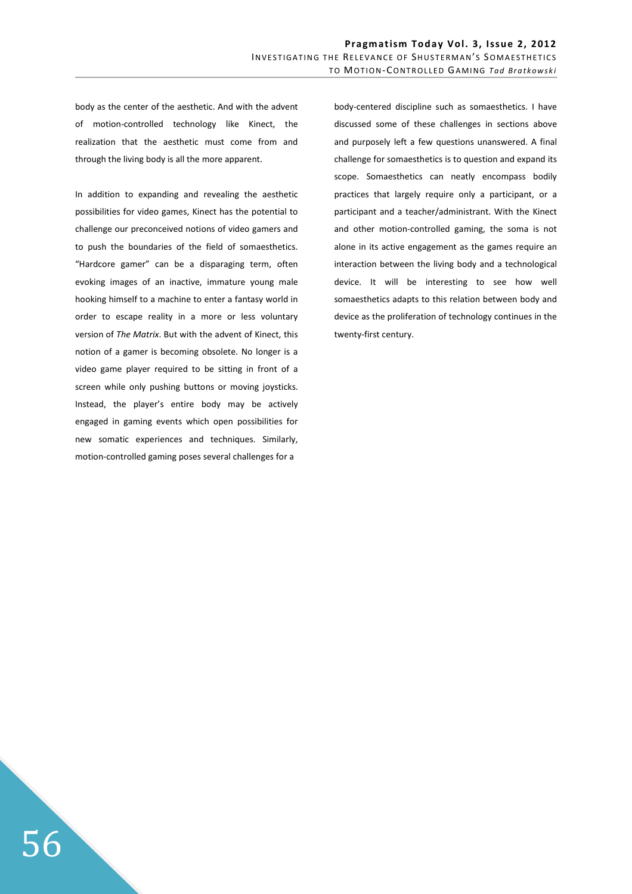body as the center of the aesthetic. And with the advent of motion-controlled technology like Kinect, the realization that the aesthetic must come from and through the living body is all the more apparent.

In addition to expanding and revealing the aesthetic possibilities for video games, Kinect has the potential to challenge our preconceived notions of video gamers and to push the boundaries of the field of somaesthetics. "Hardcore gamer" can be a disparaging term, often evoking images of an inactive, immature young male hooking himself to a machine to enter a fantasy world in order to escape reality in a more or less voluntary version of *The Matrix*. But with the advent of Kinect, this notion of a gamer is becoming obsolete. No longer is a video game player required to be sitting in front of a screen while only pushing buttons or moving joysticks. Instead, the player's entire body may be actively engaged in gaming events which open possibilities for new somatic experiences and techniques. Similarly, motion-controlled gaming poses several challenges for a body-centered discipline such as somaesthetics. I have discussed some of these challenges in sections above and purposely left a few questions unanswered. A final challenge for somaesthetics is to question and expand its scope. Somaesthetics can neatly encompass bodily practices that largely require only a participant, or a participant and a teacher/administrant. With the Kinect and other motion-controlled gaming, the soma is not alone in its active engagement as the games require an interaction between the living body and a technological device. It will be interesting to see how well somaesthetics adapts to this relation between body and device as the proliferation of technology continues in the twenty-first century.